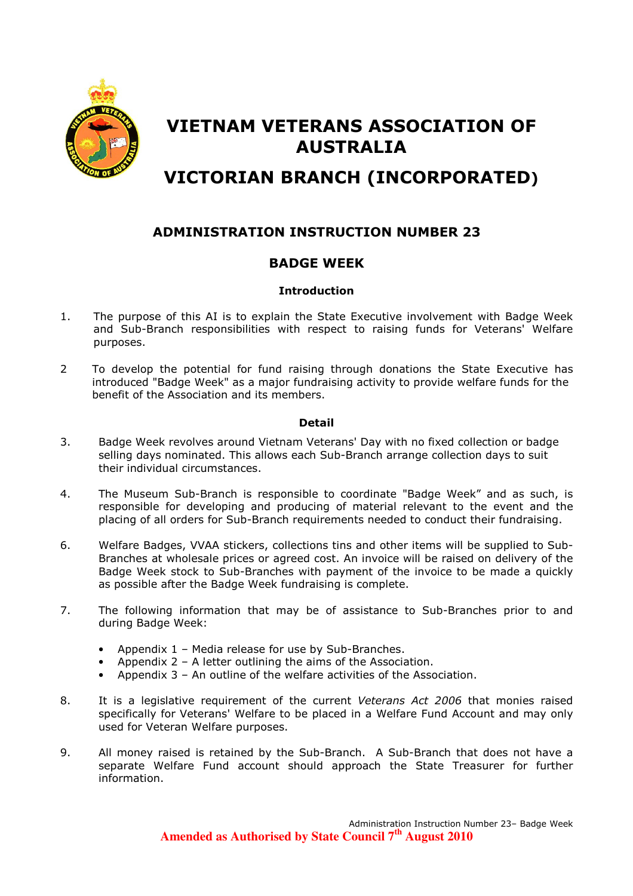# VIETNAM VETERANS ASSOCIATION OF AUSTRALIA

# VICTORIAN BRANCH (INCORPORATED)

## ADMINISTRATION INSTRUCTION NUMBER 23

## BADGE WEEK

### Introduction

1. The purpose of this AI is to explain the State Executive involvement with Badge Week and Sub-Branch responsibilities with respect to raising funds for Veterans' Welfare purposes.

2 To develop the potential for fund raising through donations the State Executive has introduced "Badge Week" as a major fundraising activity to provide welfare funds for the benefit of the Association and its members.

### Detail

3. Badge Week revolves around Vietnam Veterans' Day with no fixed collection or badge selling days nominated. This allows each Sub-Branch arrange collection days to suit their individual circumstances.

4. The Museum Sub-Branch is responsible to coordinate "Badge Week" and as such, is responsible for developing and producing of material relevant to the event and the placing of all orders for Sub-Branch requirements needed to conduct their fundraising.

6. Welfare Badges, VVAA stickers, collections tins and other items will be supplied to Sub-Branches at wholesale prices or agreed cost. An invoice will be raised on delivery of the Badge Week stock to Sub-Branches with payment of the invoice to be made a quickly as possible after the Badge Week fundraising is complete.

7. The following information that may be of assistance to Sub-Branches prior to and during Badge Week:

   - Appendix 1 – Media release for use by Sub-Branches.
   - Appendix 2 – A letter outlining the aims of the Association.
   - Appendix 3 – An outline of the welfare activities of the Association.

8. It is a legislative requirement of the current *Veterans Act 2006* that monies raised specifically for Veterans' Welfare to be placed in a Welfare Fund Account and may only used for Veteran Welfare purposes.

9. All money raised is retained by the Sub-Branch. A Sub-Branch that does not have a separate Welfare Fund account should approach the State Treasurer for further information.

**Amended as Authorised by State Council 7th August 2010**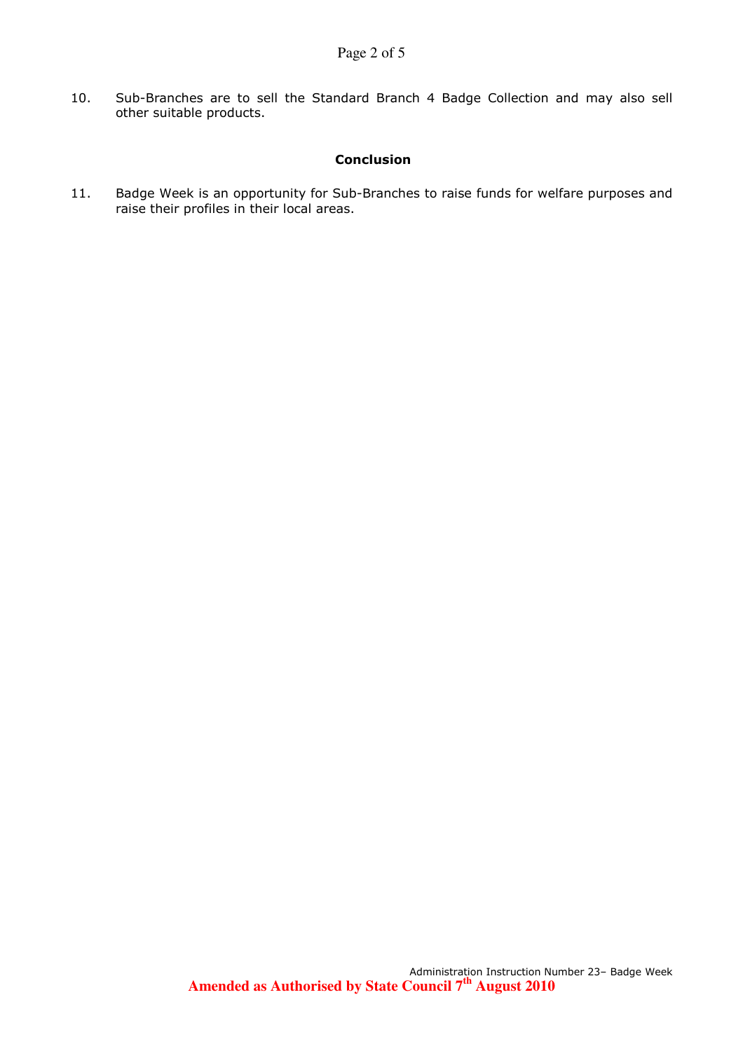10. Sub-Branches are to sell the Standard Branch 4 Badge Collection and may also sell other suitable products.

**Conclusion**

11. Badge Week is an opportunity for Sub-Branches to raise funds for welfare purposes and raise their profiles in their local areas.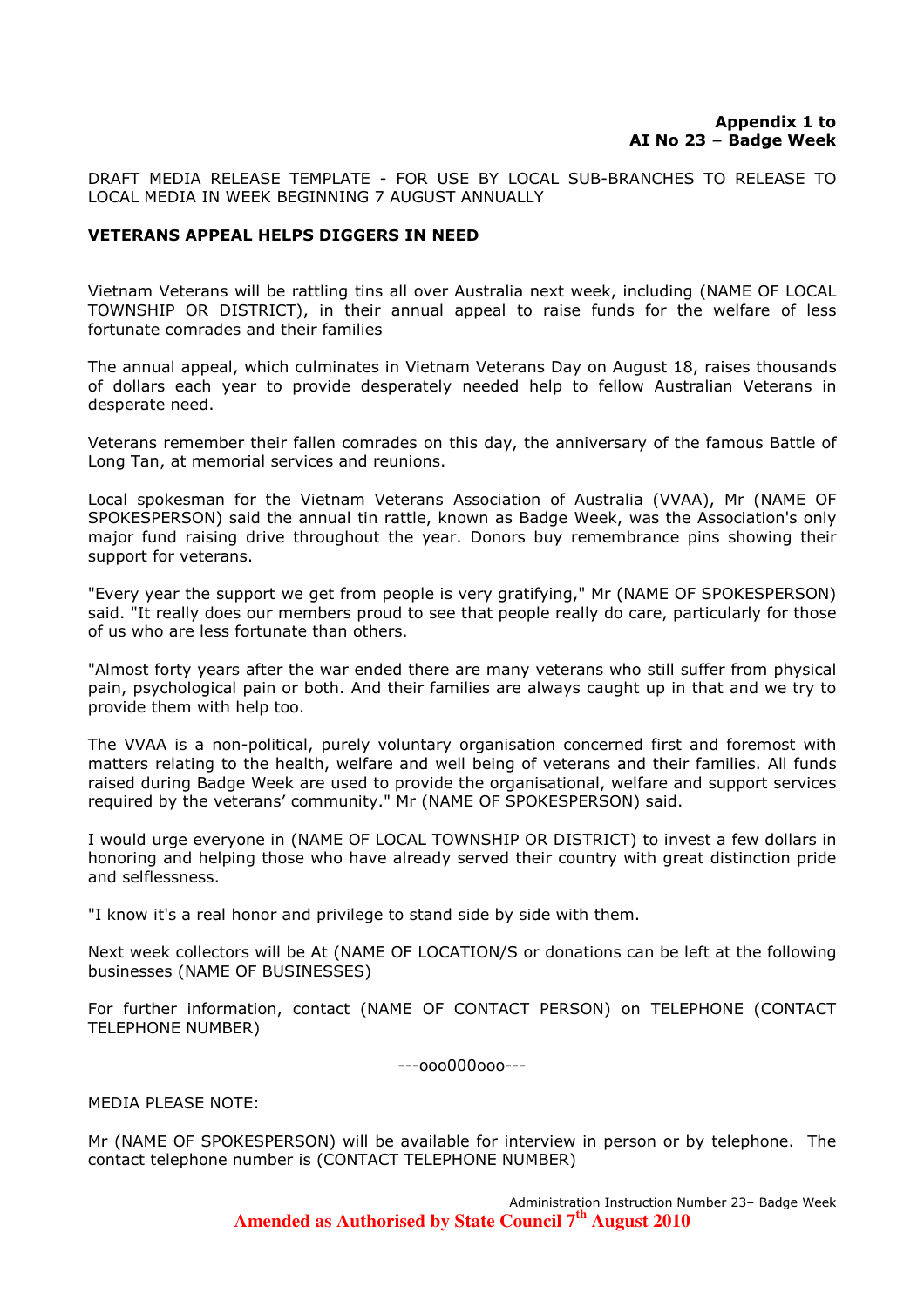**Appendix 1 to**
**AI No 23 – Badge Week**

DRAFT MEDIA RELEASE TEMPLATE - FOR USE BY LOCAL SUB-BRANCHES TO RELEASE TO LOCAL MEDIA IN WEEK BEGINNING 7 AUGUST ANNUALLY

**VETERANS APPEAL HELPS DIGGERS IN NEED**

Vietnam Veterans will be rattling tins all over Australia next week, including (NAME OF LOCAL TOWNSHIP OR DISTRICT), in their annual appeal to raise funds for the welfare of less fortunate comrades and their families

The annual appeal, which culminates in Vietnam Veterans Day on August 18, raises thousands of dollars each year to provide desperately needed help to fellow Australian Veterans in desperate need.

Veterans remember their fallen comrades on this day, the anniversary of the famous Battle of Long Tan, at memorial services and reunions.

Local spokesman for the Vietnam Veterans Association of Australia (VVAA), Mr (NAME OF SPOKESPERSON) said the annual tin rattle, known as Badge Week, was the Association's only major fund raising drive throughout the year. Donors buy remembrance pins showing their support for veterans.

"Every year the support we get from people is very gratifying," Mr (NAME OF SPOKESPERSON) said. "It really does our members proud to see that people really do care, particularly for those of us who are less fortunate than others.

"Almost forty years after the war ended there are many veterans who still suffer from physical pain, psychological pain or both. And their families are always caught up in that and we try to provide them with help too.

The VVAA is a non-political, purely voluntary organisation concerned first and foremost with matters relating to the health, welfare and well being of veterans and their families. All funds raised during Badge Week are used to provide the organisational, welfare and support services required by the veterans' community." Mr (NAME OF SPOKESPERSON) said.

I would urge everyone in (NAME OF LOCAL TOWNSHIP OR DISTRICT) to invest a few dollars in honoring and helping those who have already served their country with great distinction pride and selflessness.

"I know it's a real honor and privilege to stand side by side with them.

Next week collectors will be At (NAME OF LOCATION/S or donations can be left at the following businesses (NAME OF BUSINESSES)

For further information, contact (NAME OF CONTACT PERSON) on TELEPHONE (CONTACT TELEPHONE NUMBER)

---ooo000ooo---

MEDIA PLEASE NOTE:

Mr (NAME OF SPOKESPERSON) will be available for interview in person or by telephone. The contact telephone number is (CONTACT TELEPHONE NUMBER)

Administration Instruction Number 23– Badge Week
**Amended as Authorised by State Council 7th August 2010**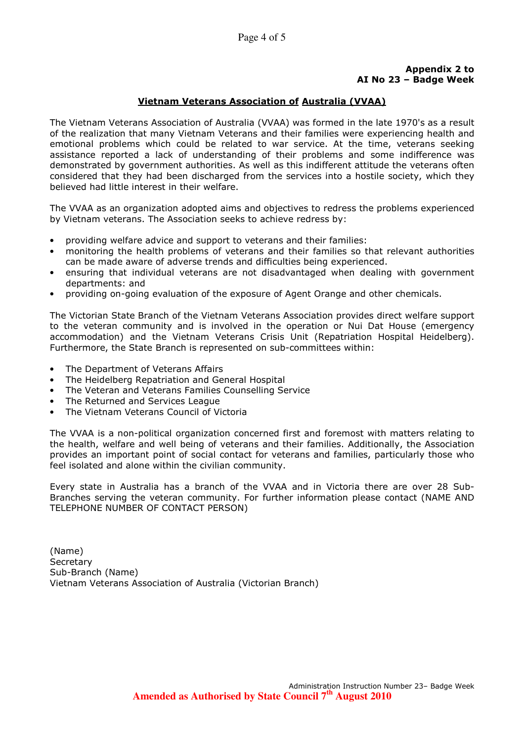**Appendix 2 to**
**AI No 23 – Badge Week**

## Vietnam Veterans Association of Australia (VVAA)

The Vietnam Veterans Association of Australia (VVAA) was formed in the late 1970's as a result of the realization that many Vietnam Veterans and their families were experiencing health and emotional problems which could be related to war service. At the time, veterans seeking assistance reported a lack of understanding of their problems and some indifference was demonstrated by government authorities. As well as this indifferent attitude the veterans often considered that they had been discharged from the services into a hostile society, which they believed had little interest in their welfare.

The VVAA as an organization adopted aims and objectives to redress the problems experienced by Vietnam veterans. The Association seeks to achieve redress by:

- providing welfare advice and support to veterans and their families:
- monitoring the health problems of veterans and their families so that relevant authorities can be made aware of adverse trends and difficulties being experienced.
- ensuring that individual veterans are not disadvantaged when dealing with government departments: and
- providing on-going evaluation of the exposure of Agent Orange and other chemicals.

The Victorian State Branch of the Vietnam Veterans Association provides direct welfare support to the veteran community and is involved in the operation or Nui Dat House (emergency accommodation) and the Vietnam Veterans Crisis Unit (Repatriation Hospital Heidelberg). Furthermore, the State Branch is represented on sub-committees within:

- The Department of Veterans Affairs
- The Heidelberg Repatriation and General Hospital
- The Veteran and Veterans Families Counselling Service
- The Returned and Services League
- The Vietnam Veterans Council of Victoria

The VVAA is a non-political organization concerned first and foremost with matters relating to the health, welfare and well being of veterans and their families. Additionally, the Association provides an important point of social contact for veterans and families, particularly those who feel isolated and alone within the civilian community.

Every state in Australia has a branch of the VVAA and in Victoria there are over 28 Sub-Branches serving the veteran community. For further information please contact (NAME AND TELEPHONE NUMBER OF CONTACT PERSON)

(Name)
Secretary
Sub-Branch (Name)
Vietnam Veterans Association of Australia (Victorian Branch)

**Amended as Authorised by State Council 7th August 2010**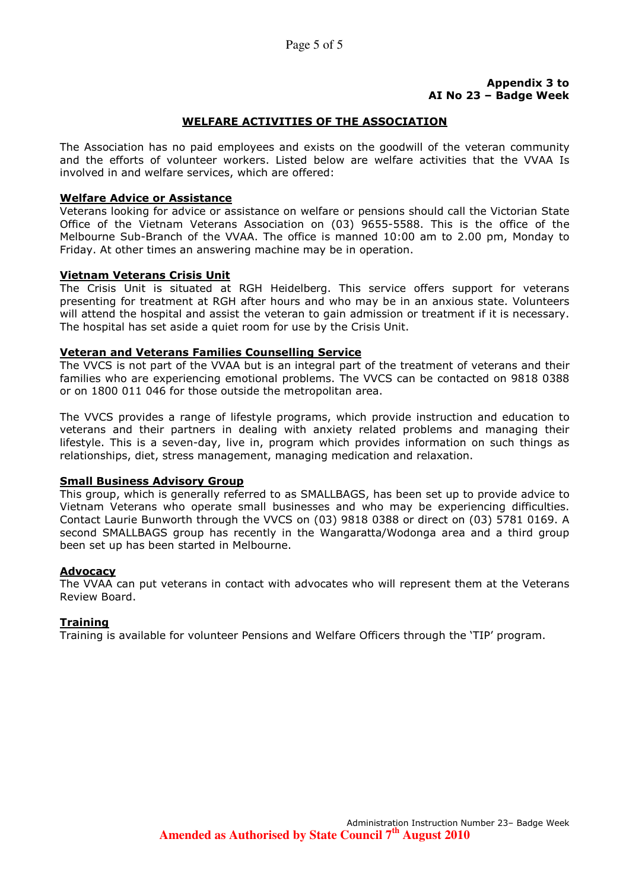**Appendix 3 to**
**AI No 23 – Badge Week**

## WELFARE ACTIVITIES OF THE ASSOCIATION

The Association has no paid employees and exists on the goodwill of the veteran community and the efforts of volunteer workers. Listed below are welfare activities that the VVAA Is involved in and welfare services, which are offered:

### Welfare Advice or Assistance

Veterans looking for advice or assistance on welfare or pensions should call the Victorian State Office of the Vietnam Veterans Association on (03) 9655-5588. This is the office of the Melbourne Sub-Branch of the VVAA. The office is manned 10:00 am to 2.00 pm, Monday to Friday. At other times an answering machine may be in operation.

### Vietnam Veterans Crisis Unit

The Crisis Unit is situated at RGH Heidelberg. This service offers support for veterans presenting for treatment at RGH after hours and who may be in an anxious state. Volunteers will attend the hospital and assist the veteran to gain admission or treatment if it is necessary. The hospital has set aside a quiet room for use by the Crisis Unit.

### Veteran and Veterans Families Counselling Service

The VVCS is not part of the VVAA but is an integral part of the treatment of veterans and their families who are experiencing emotional problems. The VVCS can be contacted on 9818 0388 or on 1800 011 046 for those outside the metropolitan area.

The VVCS provides a range of lifestyle programs, which provide instruction and education to veterans and their partners in dealing with anxiety related problems and managing their lifestyle. This is a seven-day, live in, program which provides information on such things as relationships, diet, stress management, managing medication and relaxation.

### Small Business Advisory Group

This group, which is generally referred to as SMALLBAGS, has been set up to provide advice to Vietnam Veterans who operate small businesses and who may be experiencing difficulties. Contact Laurie Bunworth through the VVCS on (03) 9818 0388 or direct on (03) 5781 0169. A second SMALLBAGS group has recently in the Wangaratta/Wodonga area and a third group been set up has been started in Melbourne.

### Advocacy

The VVAA can put veterans in contact with advocates who will represent them at the Veterans Review Board.

### Training

Training is available for volunteer Pensions and Welfare Officers through the 'TIP' program.

Administration Instruction Number 23– Badge Week

**Amended as Authorised by State Council 7th August 2010**